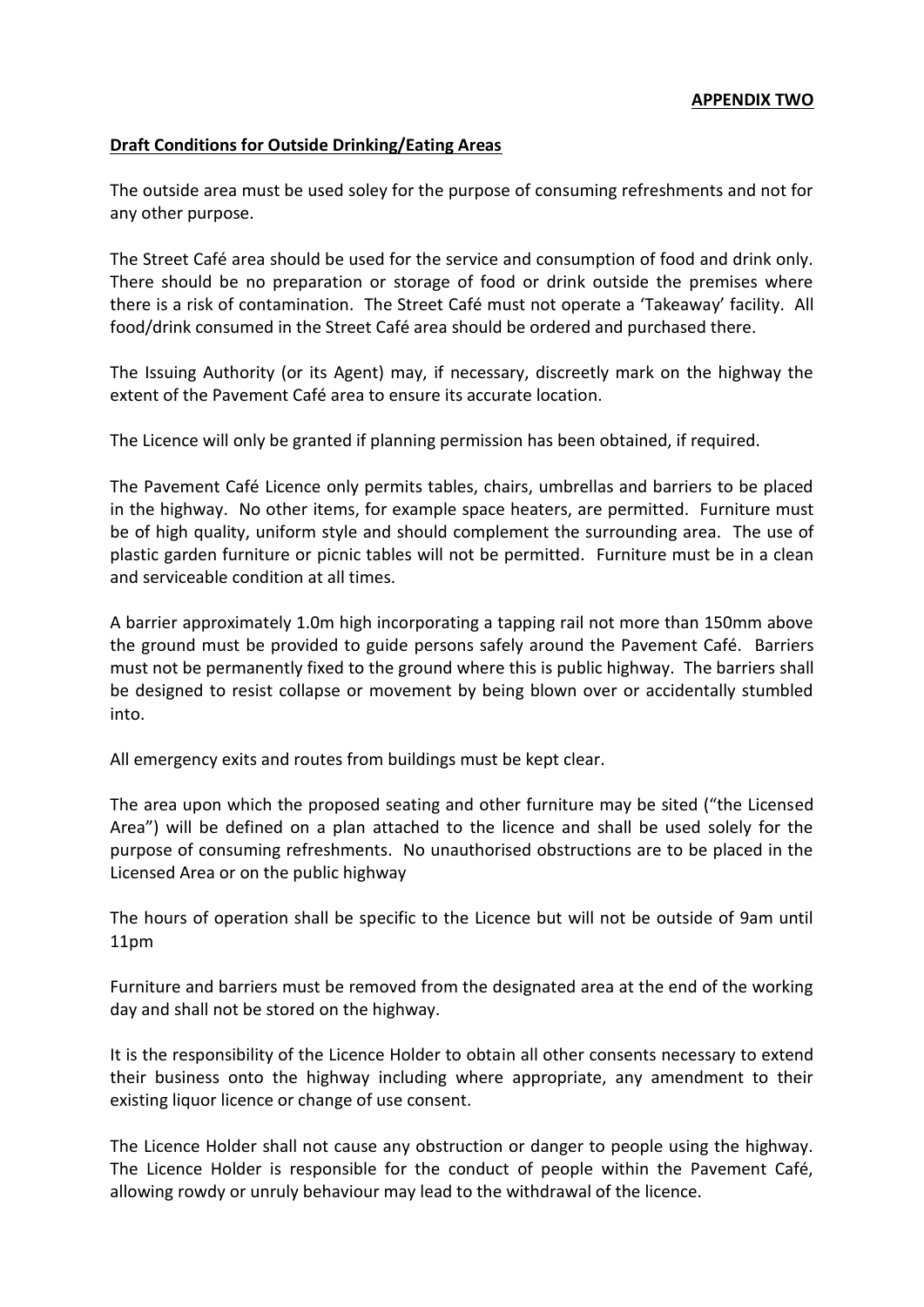**APPENDIX TWO**

**Draft Conditions for Outside Drinking/Eating Areas**

The outside area must be used soley for the purpose of consuming refreshments and not for any other purpose.

The Street Café area should be used for the service and consumption of food and drink only. There should be no preparation or storage of food or drink outside the premises where there is a risk of contamination. The Street Café must not operate a 'Takeaway' facility. All food/drink consumed in the Street Café area should be ordered and purchased there.

The Issuing Authority (or its Agent) may, if necessary, discreetly mark on the highway the extent of the Pavement Café area to ensure its accurate location.

The Licence will only be granted if planning permission has been obtained, if required.

The Pavement Café Licence only permits tables, chairs, umbrellas and barriers to be placed in the highway. No other items, for example space heaters, are permitted. Furniture must be of high quality, uniform style and should complement the surrounding area. The use of plastic garden furniture or picnic tables will not be permitted. Furniture must be in a clean and serviceable condition at all times.

A barrier approximately 1.0m high incorporating a tapping rail not more than 150mm above the ground must be provided to guide persons safely around the Pavement Café. Barriers must not be permanently fixed to the ground where this is public highway. The barriers shall be designed to resist collapse or movement by being blown over or accidentally stumbled into.

All emergency exits and routes from buildings must be kept clear.

The area upon which the proposed seating and other furniture may be sited ("the Licensed Area") will be defined on a plan attached to the licence and shall be used solely for the purpose of consuming refreshments. No unauthorised obstructions are to be placed in the Licensed Area or on the public highway

The hours of operation shall be specific to the Licence but will not be outside of 9am until 11pm

Furniture and barriers must be removed from the designated area at the end of the working day and shall not be stored on the highway.

It is the responsibility of the Licence Holder to obtain all other consents necessary to extend their business onto the highway including where appropriate, any amendment to their existing liquor licence or change of use consent.

The Licence Holder shall not cause any obstruction or danger to people using the highway. The Licence Holder is responsible for the conduct of people within the Pavement Café, allowing rowdy or unruly behaviour may lead to the withdrawal of the licence.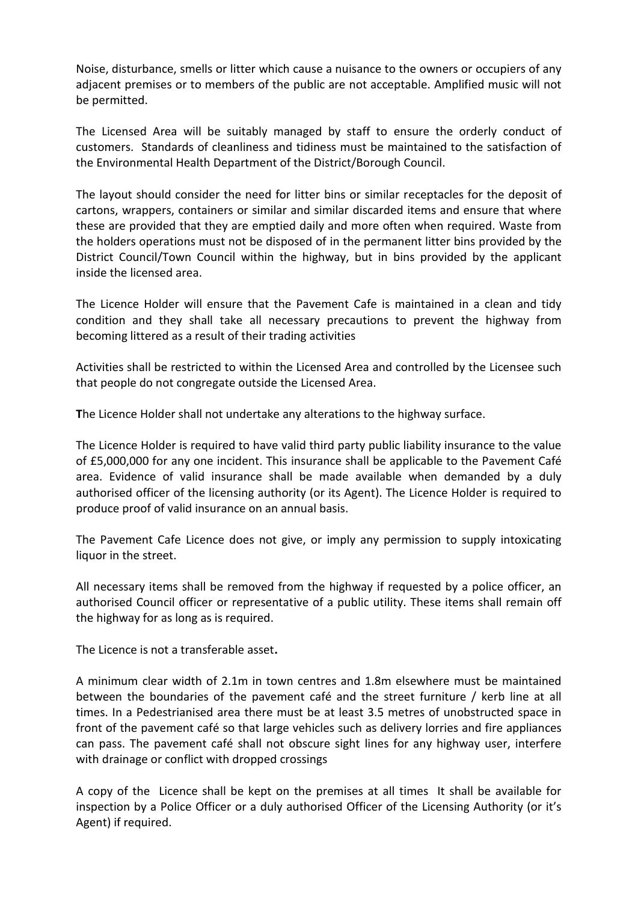Noise, disturbance, smells or litter which cause a nuisance to the owners or occupiers of any adjacent premises or to members of the public are not acceptable. Amplified music will not be permitted.

The Licensed Area will be suitably managed by staff to ensure the orderly conduct of customers. Standards of cleanliness and tidiness must be maintained to the satisfaction of the Environmental Health Department of the District/Borough Council.

The layout should consider the need for litter bins or similar receptacles for the deposit of cartons, wrappers, containers or similar and similar discarded items and ensure that where these are provided that they are emptied daily and more often when required. Waste from the holders operations must not be disposed of in the permanent litter bins provided by the District Council/Town Council within the highway, but in bins provided by the applicant inside the licensed area.

The Licence Holder will ensure that the Pavement Cafe is maintained in a clean and tidy condition and they shall take all necessary precautions to prevent the highway from becoming littered as a result of their trading activities

Activities shall be restricted to within the Licensed Area and controlled by the Licensee such that people do not congregate outside the Licensed Area.

**T**he Licence Holder shall not undertake any alterations to the highway surface.

The Licence Holder is required to have valid third party public liability insurance to the value of £5,000,000 for any one incident. This insurance shall be applicable to the Pavement Café area. Evidence of valid insurance shall be made available when demanded by a duly authorised officer of the licensing authority (or its Agent). The Licence Holder is required to produce proof of valid insurance on an annual basis.

The Pavement Cafe Licence does not give, or imply any permission to supply intoxicating liquor in the street.

All necessary items shall be removed from the highway if requested by a police officer, an authorised Council officer or representative of a public utility. These items shall remain off the highway for as long as is required.

The Licence is not a transferable asset**.**

A minimum clear width of 2.1m in town centres and 1.8m elsewhere must be maintained between the boundaries of the pavement café and the street furniture / kerb line at all times. In a Pedestrianised area there must be at least 3.5 metres of unobstructed space in front of the pavement café so that large vehicles such as delivery lorries and fire appliances can pass. The pavement café shall not obscure sight lines for any highway user, interfere with drainage or conflict with dropped crossings

A copy of the Licence shall be kept on the premises at all times It shall be available for inspection by a Police Officer or a duly authorised Officer of the Licensing Authority (or it's Agent) if required.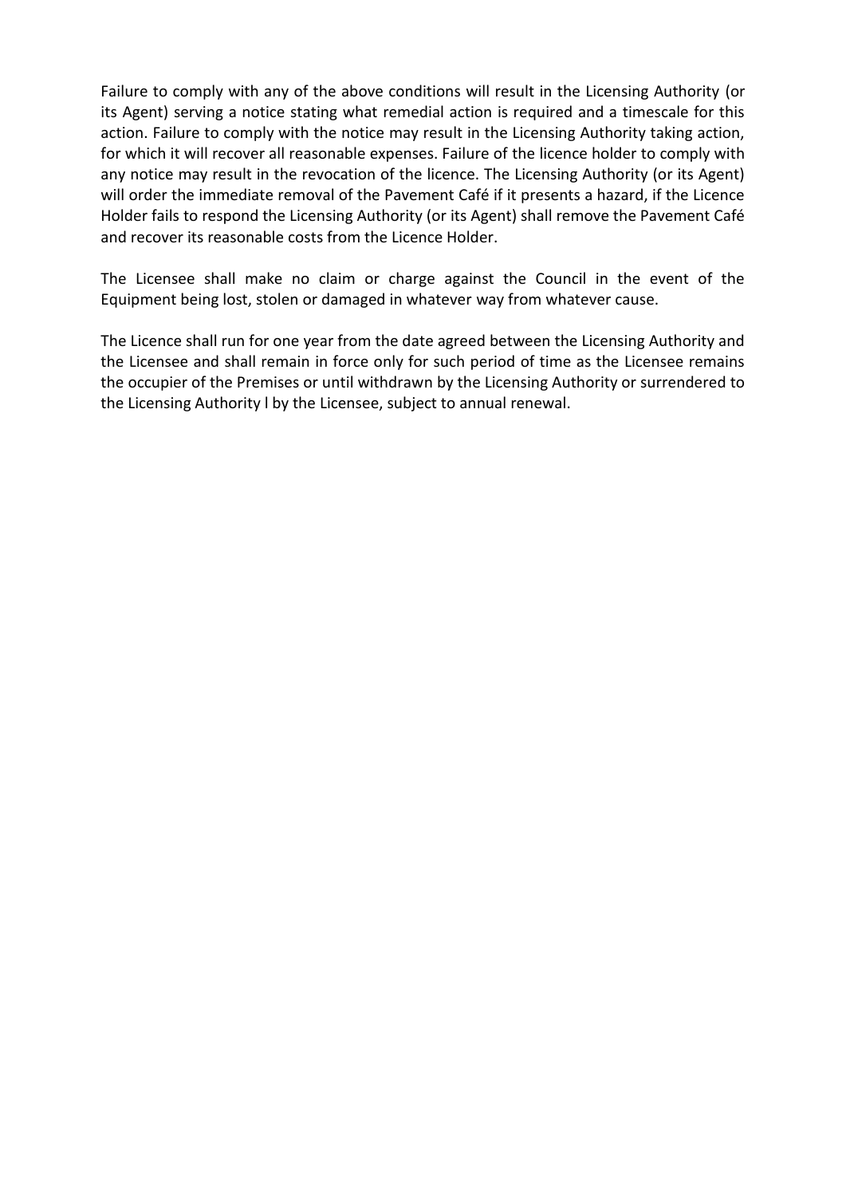Failure to comply with any of the above conditions will result in the Licensing Authority (or its Agent) serving a notice stating what remedial action is required and a timescale for this action. Failure to comply with the notice may result in the Licensing Authority taking action, for which it will recover all reasonable expenses. Failure of the licence holder to comply with any notice may result in the revocation of the licence. The Licensing Authority (or its Agent) will order the immediate removal of the Pavement Café if it presents a hazard, if the Licence Holder fails to respond the Licensing Authority (or its Agent) shall remove the Pavement Café and recover its reasonable costs from the Licence Holder.

The Licensee shall make no claim or charge against the Council in the event of the Equipment being lost, stolen or damaged in whatever way from whatever cause.

The Licence shall run for one year from the date agreed between the Licensing Authority and the Licensee and shall remain in force only for such period of time as the Licensee remains the occupier of the Premises or until withdrawn by the Licensing Authority or surrendered to the Licensing Authority l by the Licensee, subject to annual renewal.